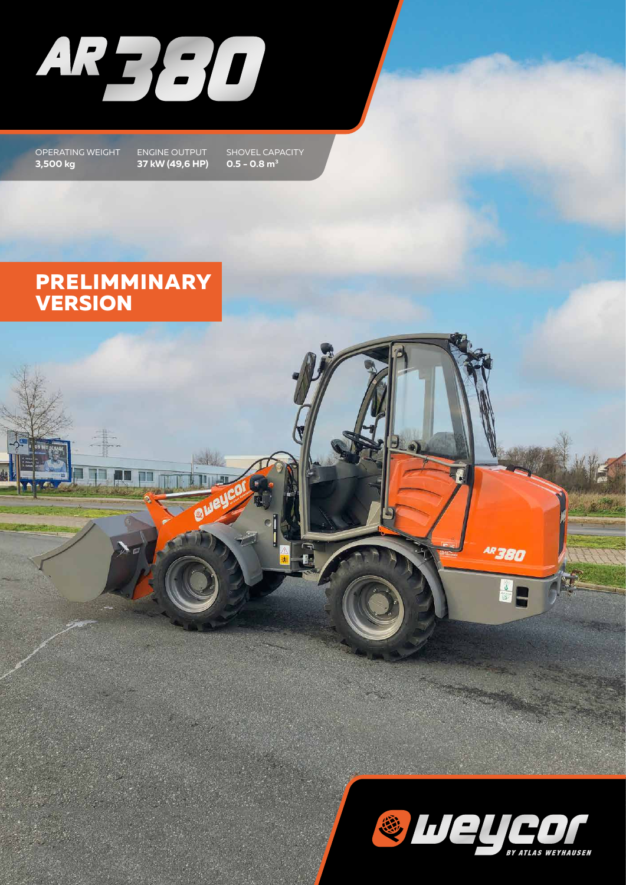# AR 380

OPERATING WEIGHT **3,500 kg**

ENGINE OUTPUT **37 kW (49,6 HP)**

SHOVEL CAPACITY **0.5 - 0.8 m³**

## PRELIMMINARY VERSION

weycor BY ATLAS WEYHAUSEN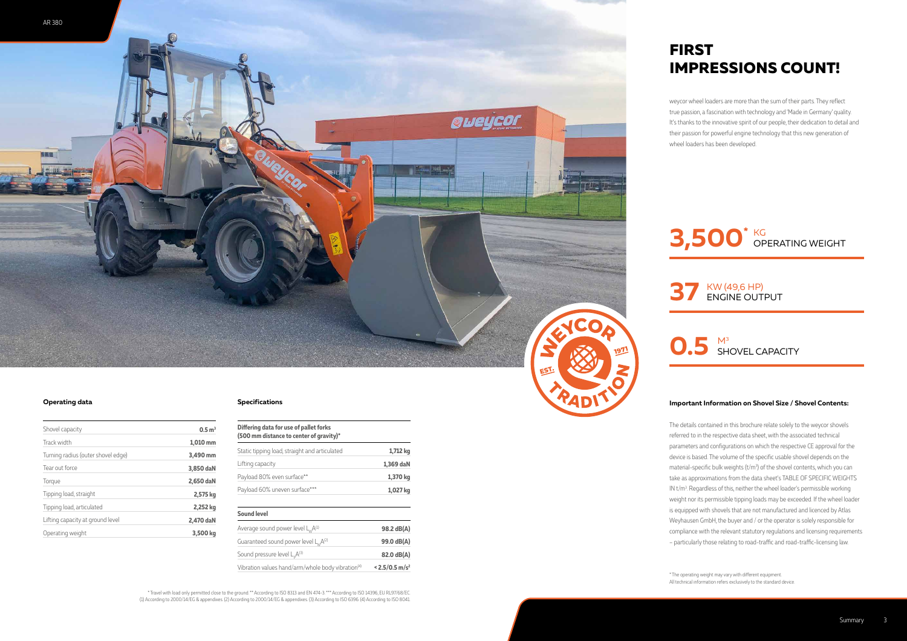# FIRST IMPRESSIONS COUNT!

weycor wheel loaders are more than the sum of their parts. They reflect true passion, a fascination with technology and 'Made in Germany' quality. It's thanks to the innovative spirit of our people, their dedication to detail and their passion for powerful engine technology that this new generation of wheel loaders has been developed.

**3,500*** KG OPERATING WEIGHT

**37** KW (49,6 HP) ENGINE OUTPUT

**0.5** $M^3$ SHOVEL CAPACITY

### Operating data

| Shovel capacity | 0.5 $m^3$ |
|---|---|
| Track width | 1,010 mm |
| Turning radius (outer shovel edge) | 3,490 mm |
| Tear out force | 3,850 daN |
| Torque | 2,650 daN |
| Tipping load, straight | 2,575 kg |
| Tipping load, articulated | 2,252 kg |
| Lifting capacity at ground level | 2,470 daN |
| Operating weight | 3,500 kg |

### Specifications

| Differing data for use of pallet forks (500 mm distance to center of gravity)* | |
|---|---|
| Static tipping load, straight and articulated | 1,712 kg |
| Lifting capacity | 1,369 daN |
| Payload 80% even surface** | 1,370 kg |
| Payload 60% uneven surface*** | 1,027 kg |

| Sound level | |
|---|---|
| Average sound power level $L_WA^{(1)}$ | 98.2 dB(A) |
| Guaranteed sound power level $L_WA^{(2)}$ | 99.0 dB(A) |
| Sound pressure level $L_pA^{(3)}$ | 82.0 dB(A) |
| Vibration values hand/arm/whole body vibration[4] | < 2.5/0.5 $m/s^2$ |

* Travel with load only permitted close to the ground. ** According to ISO 8313 and EN 474-3. *** According to ISO 14396, EU RL97/68/EC
(1) According to 2000/14/EG & appendixes. (2) According to 2000/14/EG & appendixes. (3) According to ISO 6396. (4) According to ISO 8041

### Important Information on Shovel Size / Shovel Contents:

The details contained in this brochure relate solely to the weycor shovels referred to in the respective data sheet, with the associated technical parameters and configurations on which the respective CE approval for the device is based. The volume of the specific usable shovel depends on the material-specific bulk weights ($t/m^3$) of the shovel contents, which you can take as approximations from the data sheet's TABLE OF SPECIFIC WEIGHTS IN $t/m^3$. Regardless of this, neither the wheel loader's permissible working weight nor its permissible tipping loads may be exceeded. If the wheel loader is equipped with shovels that are not manufactured and licenced by Atlas Weyhausen GmbH, the buyer and / or the operator is solely responsible for compliance with the relevant statutory regulations and licensing requirements – particularly those relating to road-traffic and road-traffic-licensing law.

* The operating weight may vary with different equipment.
All technical information refers exclusively to the standard device.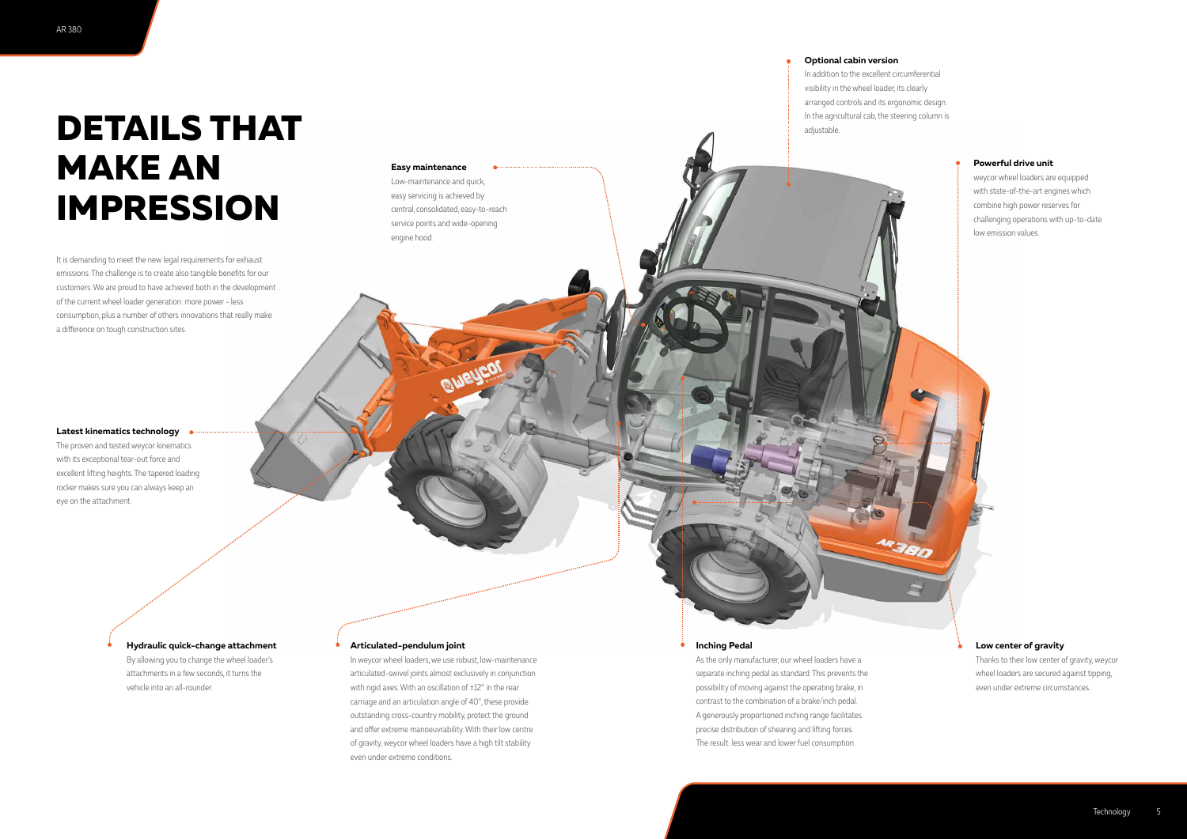# DETAILS THAT MAKE AN IMPRESSION

It is demanding to meet the new legal requirements for exhaust emissions. The challenge is to create also tangible benefits for our customers. We are proud to have achieved both in the development of the current wheel loader generation: more power - less consumption, plus a number of others innovations that really make a difference on tough construction sites.

**Easy maintenance**

Low-maintenance and quick, easy servicing is achieved by central, consolidated, easy-to-reach service points and wide-opening engine hood.

**Optional cabin version**

In addition to the excellent circumferential visibility in the wheel loader, its clearly arranged controls and its ergonomic design. In the agricultural cab, the steering column is adjustable.

**Powerful drive unit**

weycor wheel loaders are equipped with state-of-the-art engines which combine high power reserves for challenging operations with up-to-date low emission values.

**Latest kinematics technology**

The proven and tested weycor kinematics with its exceptional tear-out force and excellent lifting heights. The tapered loading rocker makes sure you can always keep an eye on the attachment.

**Hydraulic quick-change attachment**

By allowing you to change the wheel loader's attachments in a few seconds, it turns the vehicle into an all-rounder.

**Articulated-pendulum joint**

In weycor wheel loaders, we use robust, low-maintenance articulated-swivel joints almost exclusively in conjunction with rigid axes. With an oscillation of ±12° in the rear carriage and an articulation angle of 40°, these provide outstanding cross-country mobility, protect the ground and offer extreme manoeuvrability. With their low centre of gravity, weycor wheel loaders have a high tilt stability even under extreme conditions.

**Inching Pedal**

As the only manufacturer, our wheel loaders have a separate inching pedal as standard. This prevents the possibility of moving against the operating brake, in contrast to the combination of a brake/inch pedal. A generously proportioned inching range facilitates precise distribution of shearing and lifting forces. The result: less wear and lower fuel consumption.

**Low center of gravity**

Thanks to their low center of gravity, weycor wheel loaders are secured against tipping, even under extreme circumstances.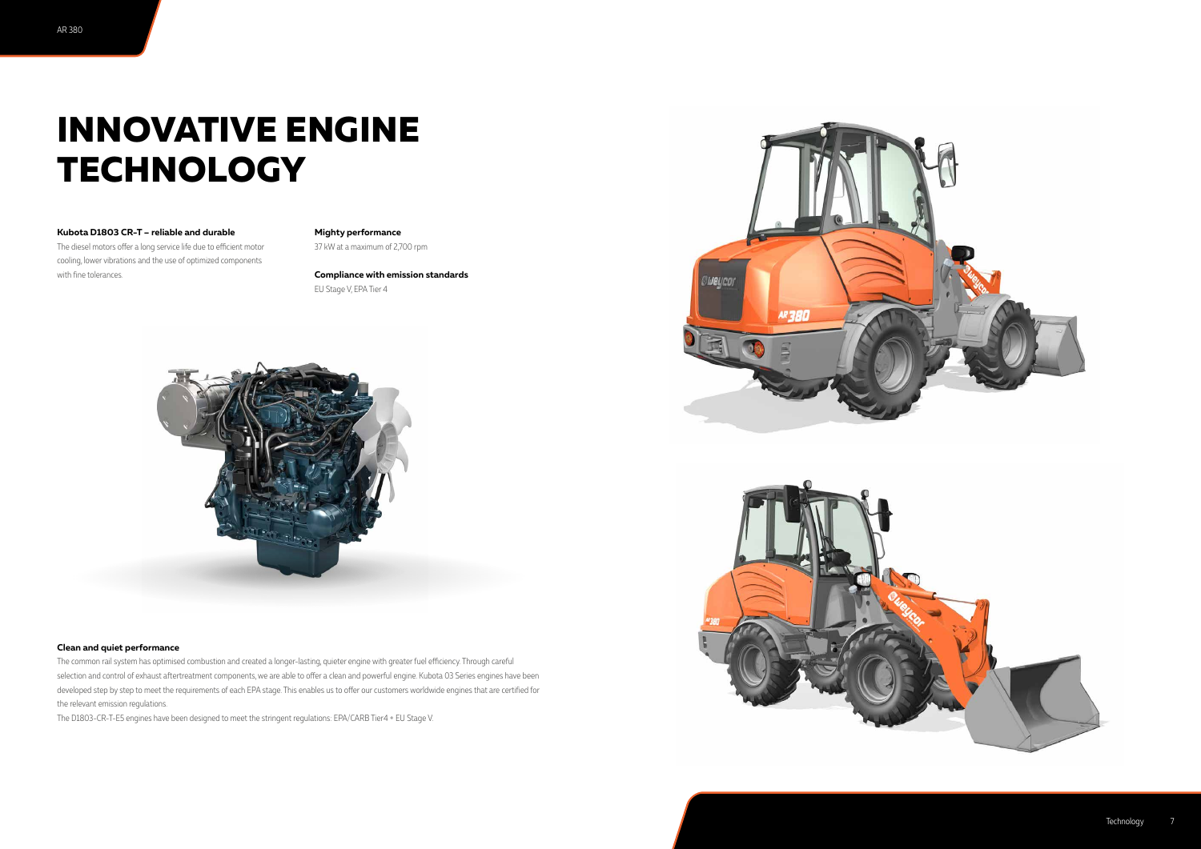# INNOVATIVE ENGINE TECHNOLOGY

**Kubota D1803 CR-T – reliable and durable**

The diesel motors offer a long service life due to efficient motor cooling, lower vibrations and the use of optimized components with fine tolerances.

**Mighty performance**

37 kW at a maximum of 2,700 rpm

**Compliance with emission standards**

EU Stage V, EPA Tier 4

**Clean and quiet performance**

The common rail system has optimised combustion and created a longer-lasting, quieter engine with greater fuel efficiency. Through careful selection and control of exhaust aftertreatment components, we are able to offer a clean and powerful engine. Kubota 03 Series engines have been developed step by step to meet the requirements of each EPA stage. This enables us to offer our customers worldwide engines that are certified for the relevant emission regulations.

The D1803-CR-T-E5 engines have been designed to meet the stringent regulations: EPA/CARB Tier4 + EU Stage V.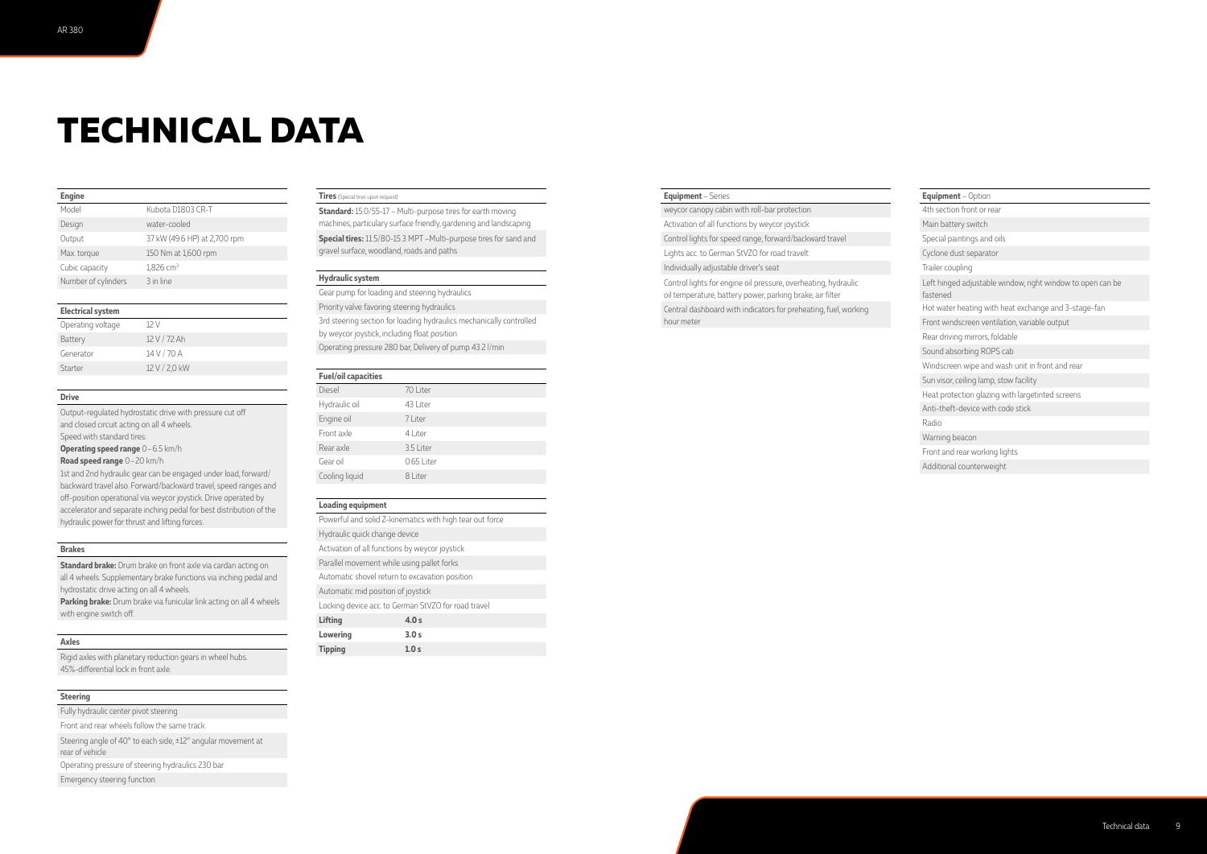# TECHNICAL DATA

| Engine | |
|---|---|
| Model | Kubota D1803 CR-T |
| Design | water-cooled |
| Output | 37 kW (49.6 HP) at 2,700 rpm |
| Max. torque | 150 Nm at 1,600 rpm |
| Cubic capacity | 1,826 cm³ |
| Number of cylinders | 3 in line |

| Electrical system | |
|---|---|
| Operating voltage | 12 V |
| Battery | 12 V / 72 Ah |
| Generator | 14 V / 70 A |
| Starter | 12 V / 2,0 kW |

**Drive**

Output-regulated hydrostatic drive with pressure cut off and closed circuit acting on all 4 wheels.
Speed with standard tires:
**Operating speed range** 0 – 6.5 km/h
**Road speed range** 0 – 20 km/h
1st and 2nd hydraulic gear can be engaged under load, forward/backward travel also. Forward/backward travel, speed ranges and off-position operational via weycor joystick. Drive operated by accelerator and separate inching pedal for best distribution of the hydraulic power for thrust and lifting forces.

**Brakes**

**Standard brake:** Drum brake on front axle via cardan acting on all 4 wheels. Supplementary brake functions via inching pedal and hydrostatic drive acting on all 4 wheels.
**Parking brake:** Drum brake via funicular link acting on all 4 wheels with engine switch off.

**Axles**

Rigid axles with planetary reduction gears in wheel hubs. 45%-differential lock in front axle.

**Steering**

- Fully hydraulic center pivot steering
- Front and rear wheels follow the same track
- Steering angle of 40° to each side, ±12° angular movement at rear of vehicle
- Operating pressure of steering hydraulics 230 bar
- Emergency steering function

**Tires** (Special tires upon request)

**Standard:** 15.0/55-17 – Multi-purpose tires for earth moving machines, particulary surface friendly, gardening and landscaping

**Special tires:** 11.5/80-15.3 MPT –Multi-purpose tires for sand and gravel surface, woodland, roads and paths

**Hydraulic system**

- Gear pump for loading and steering hydraulics
- Priority valve favoring steering hydraulics
- 3rd steering section for loading hydraulics mechanically controlled by weycor joystick, including float position
- Operating pressure 280 bar, Delivery of pump 43.2 l/min

| Fuel/oil capacities | |
|---|---|
| Diesel | 70 Liter |
| Hydraulic oil | 43 Liter |
| Engine oil | 7 Liter |
| Front axle | 4 Liter |
| Rear axle | 3.5 Liter |
| Gear oil | 0.65 Liter |
| Cooling liquid | 8 Liter |

**Loading equipment**

- Powerful and solid Z-kinematics with high tear out force
- Hydraulic quick change device
- Activation of all functions by weycor joystick
- Parallel movement while using pallet forks
- Automatic shovel return to excavation position
- Automatic mid position of joystick
- Locking device acc. to German StVZO for road travel

| | |
|---|---|
| **Lifting** | **4.0 s** |
| **Lowering** | **3.0 s** |
| **Tipping** | **1.0 s** |

**Equipment** – Series

- weycor canopy cabin with roll-bar protection
- Activation of all functions by weycor joystick
- Control lights for speed range, forward/backward travel
- Lights acc. to German StVZO for road travelt
- Individually adjustable driver's seat
- Control lights for engine oil pressure, overheating, hydraulic oil temperature, battery power, parking brake, air filter
- Central dashboard with indicators for preheating, fuel, working hour meter

**Equipment** – Option

- 4th section front or rear
- Main battery switch
- Special paintings and oils
- Cyclone dust separator
- Trailer coupling
- Left hinged adjustable window, right window to open can be fastened
- Hot water heating with heat exchange and 3-stage-fan
- Front windscreen ventilation, variable output
- Rear driving mirrors, foldable
- Sound absorbing ROPS cab
- Windscreen wipe and wash unit in front and rear
- Sun visor, ceiling lamp, stow facility
- Heat protection glazing with largetinted screens
- Anti-theft-device with code stick
- Radio
- Warning beacon
- Front and rear working lights
- Additional counterweight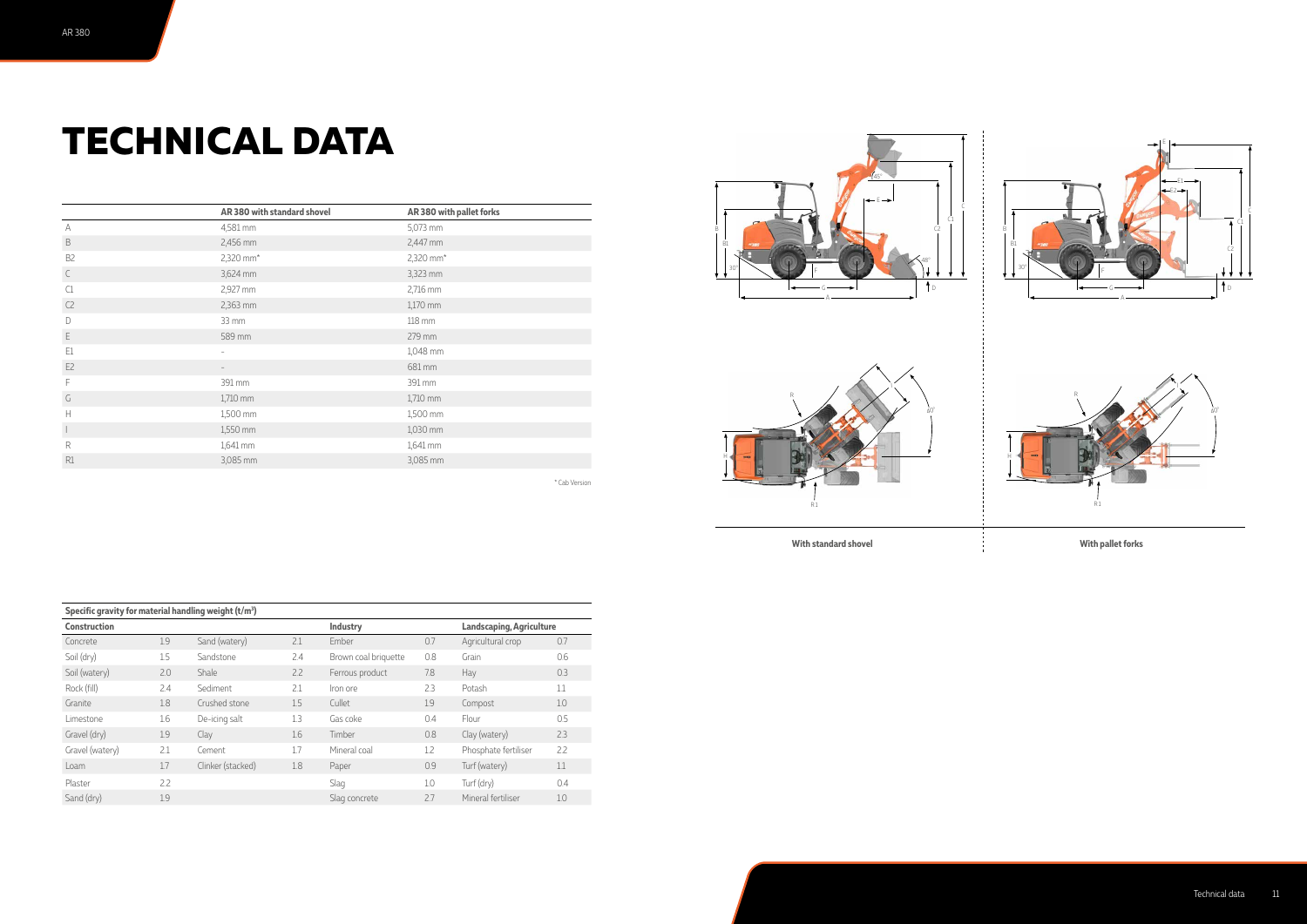# TECHNICAL DATA

| | AR 380 with standard shovel | AR 380 with pallet forks |
|---|---|---|
| A | 4,581 mm | 5,073 mm |
| B | 2,456 mm | 2,447 mm |
| B2 | 2,320 mm* | 2,320 mm* |
| C | 3,624 mm | 3,323 mm |
| C1 | 2,927 mm | 2,716 mm |
| C2 | 2,363 mm | 1,170 mm |
| D | 33 mm | 118 mm |
| E | 589 mm | 279 mm |
| E1 | – | 1,048 mm |
| E2 | – | 681 mm |
| F | 391 mm | 391 mm |
| G | 1,710 mm | 1,710 mm |
| H | 1,500 mm | 1,500 mm |
| I | 1,550 mm | 1,030 mm |
| R | 1,641 mm | 1,641 mm |
| R1 | 3,085 mm | 3,085 mm |

\* Cab Version

With standard shovel

With pallet forks

| Specific gravity for material handling weight (t/m³) | | | | | | | |
|---|---|---|---|---|---|---|---|
| **Construction** | | | | **Industry** | | **Landscaping, Agriculture** | |
| Concrete | 1.9 | Sand (watery) | 2.1 | Ember | 0.7 | Agricultural crop | 0.7 |
| Soil (dry) | 1.5 | Sandstone | 2.4 | Brown coal briquette | 0.8 | Grain | 0.6 |
| Soil (watery) | 2.0 | Shale | 2.2 | Ferrous product | 7.8 | Hay | 0.3 |
| Rock (fill) | 2.4 | Sediment | 2.1 | Iron ore | 2.3 | Potash | 1.1 |
| Granite | 1.8 | Crushed stone | 1.5 | Cullet | 1.9 | Compost | 1.0 |
| Limestone | 1.6 | De-icing salt | 1.3 | Gas coke | 0.4 | Flour | 0.5 |
| Gravel (dry) | 1.9 | Clay | 1.6 | Timber | 0.8 | Clay (watery) | 2.3 |
| Gravel (watery) | 2.1 | Cement | 1.7 | Mineral coal | 1.2 | Phosphate fertiliser | 2.2 |
| Loam | 1.7 | Clinker (stacked) | 1.8 | Paper | 0.9 | Turf (watery) | 1.1 |
| Plaster | 2.2 | | | Slag | 1.0 | Turf (dry) | 0.4 |
| Sand (dry) | 1.9 | | | Slag concrete | 2.7 | Mineral fertiliser | 1.0 |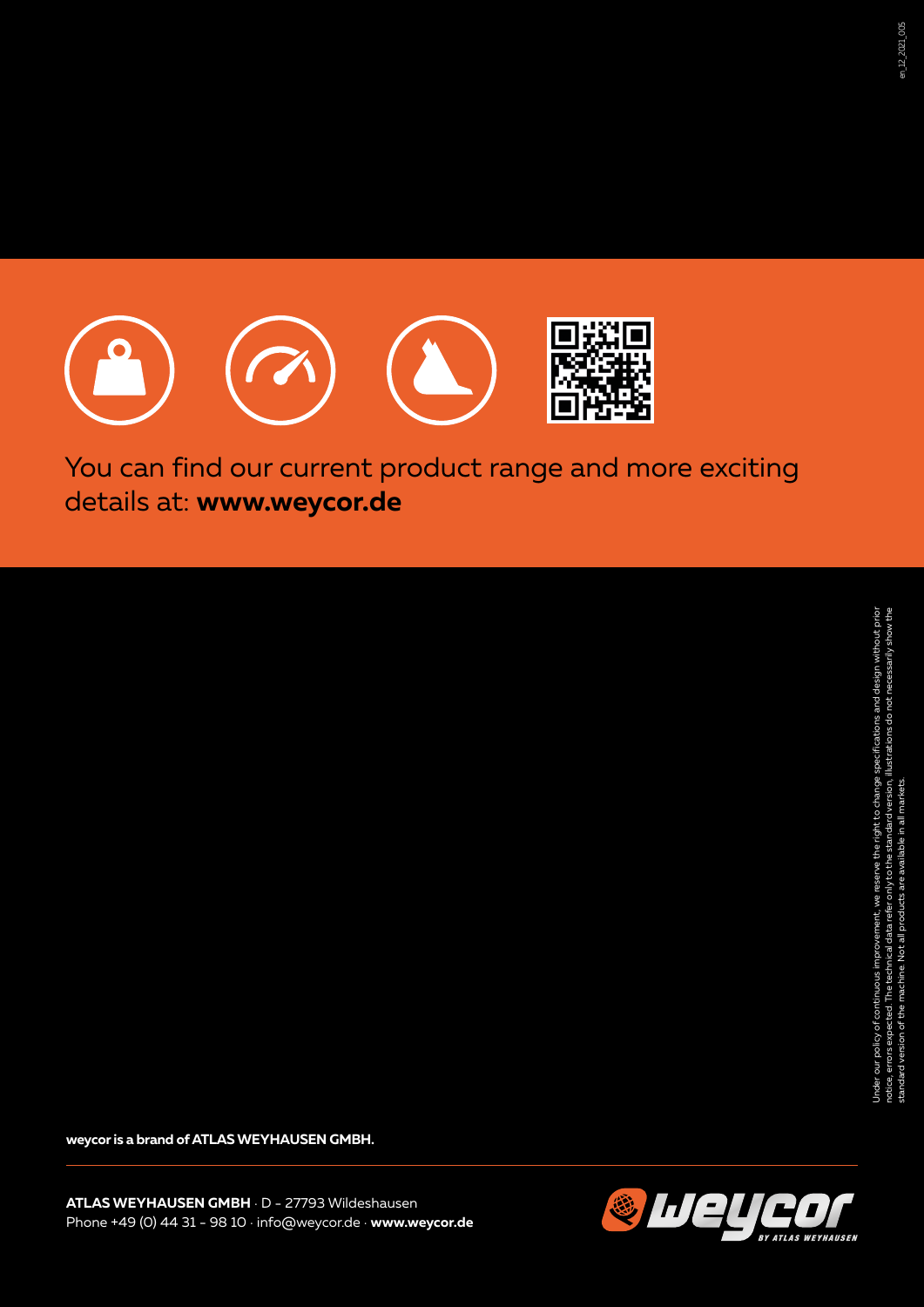You can find our current product range and more exciting details at: **www.weycor.de**

Under our policy of continuous improvement, we reserve the right to change specifications and design without prior notice, errors expected. The technical data refer only to the standard version, illustrations do not necessarily show the standard version of the machine. Not all products are available in all markets.

**weycor is a brand of ATLAS WEYHAUSEN GMBH.**

**ATLAS WEYHAUSEN GMBH** · D – 27793 Wildeshausen
Phone +49 (0) 44 31 – 98 10 · info@weycor.de · **www.weycor.de**

en_12_2021_005